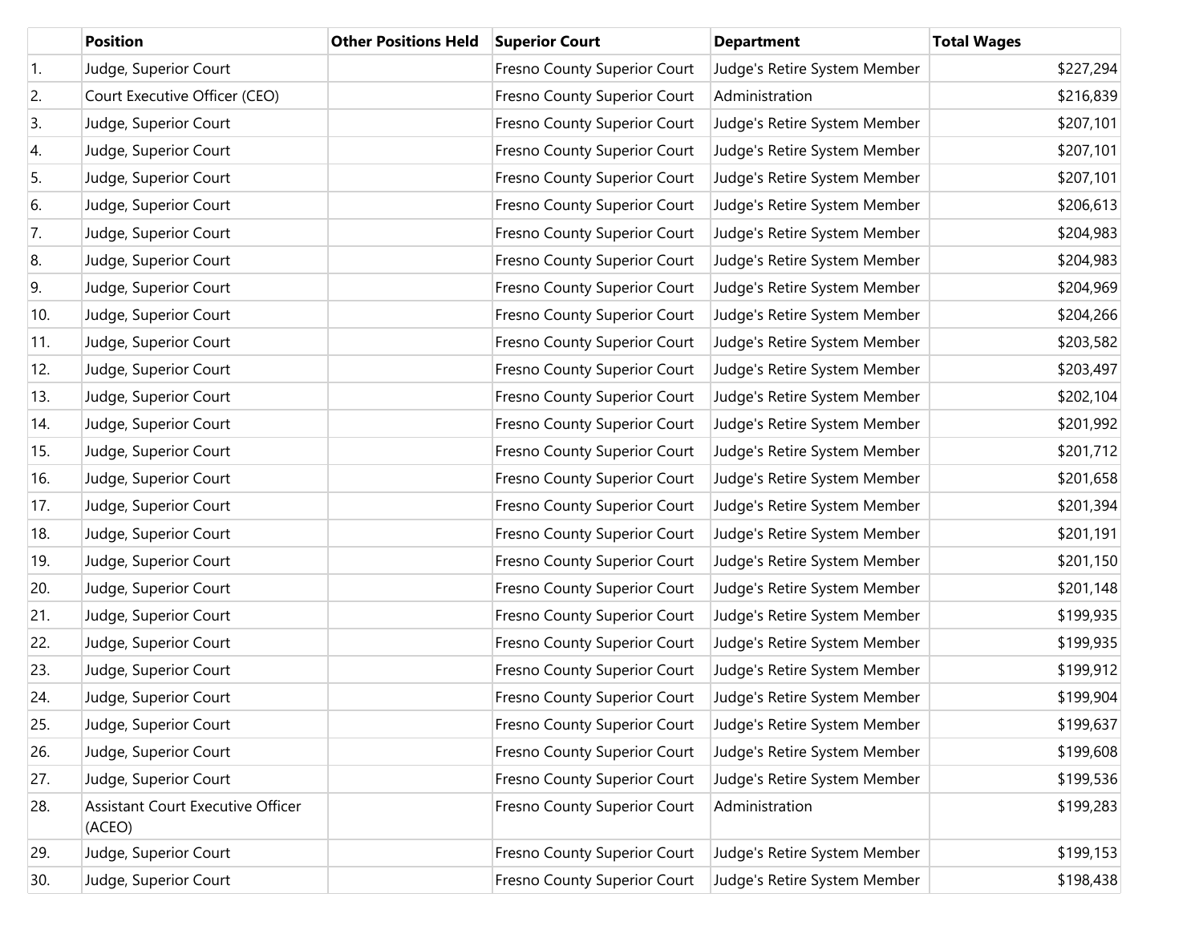| | Position | Other Positions Held | Superior Court | Department | Total Wages |
|---|---|---|---|---|---|
| 1. | Judge, Superior Court | | Fresno County Superior Court | Judge's Retire System Member | $227,294 |
| 2. | Court Executive Officer (CEO) | | Fresno County Superior Court | Administration | $216,839 |
| 3. | Judge, Superior Court | | Fresno County Superior Court | Judge's Retire System Member | $207,101 |
| 4. | Judge, Superior Court | | Fresno County Superior Court | Judge's Retire System Member | $207,101 |
| 5. | Judge, Superior Court | | Fresno County Superior Court | Judge's Retire System Member | $207,101 |
| 6. | Judge, Superior Court | | Fresno County Superior Court | Judge's Retire System Member | $206,613 |
| 7. | Judge, Superior Court | | Fresno County Superior Court | Judge's Retire System Member | $204,983 |
| 8. | Judge, Superior Court | | Fresno County Superior Court | Judge's Retire System Member | $204,983 |
| 9. | Judge, Superior Court | | Fresno County Superior Court | Judge's Retire System Member | $204,969 |
| 10. | Judge, Superior Court | | Fresno County Superior Court | Judge's Retire System Member | $204,266 |
| 11. | Judge, Superior Court | | Fresno County Superior Court | Judge's Retire System Member | $203,582 |
| 12. | Judge, Superior Court | | Fresno County Superior Court | Judge's Retire System Member | $203,497 |
| 13. | Judge, Superior Court | | Fresno County Superior Court | Judge's Retire System Member | $202,104 |
| 14. | Judge, Superior Court | | Fresno County Superior Court | Judge's Retire System Member | $201,992 |
| 15. | Judge, Superior Court | | Fresno County Superior Court | Judge's Retire System Member | $201,712 |
| 16. | Judge, Superior Court | | Fresno County Superior Court | Judge's Retire System Member | $201,658 |
| 17. | Judge, Superior Court | | Fresno County Superior Court | Judge's Retire System Member | $201,394 |
| 18. | Judge, Superior Court | | Fresno County Superior Court | Judge's Retire System Member | $201,191 |
| 19. | Judge, Superior Court | | Fresno County Superior Court | Judge's Retire System Member | $201,150 |
| 20. | Judge, Superior Court | | Fresno County Superior Court | Judge's Retire System Member | $201,148 |
| 21. | Judge, Superior Court | | Fresno County Superior Court | Judge's Retire System Member | $199,935 |
| 22. | Judge, Superior Court | | Fresno County Superior Court | Judge's Retire System Member | $199,935 |
| 23. | Judge, Superior Court | | Fresno County Superior Court | Judge's Retire System Member | $199,912 |
| 24. | Judge, Superior Court | | Fresno County Superior Court | Judge's Retire System Member | $199,904 |
| 25. | Judge, Superior Court | | Fresno County Superior Court | Judge's Retire System Member | $199,637 |
| 26. | Judge, Superior Court | | Fresno County Superior Court | Judge's Retire System Member | $199,608 |
| 27. | Judge, Superior Court | | Fresno County Superior Court | Judge's Retire System Member | $199,536 |
| 28. | Assistant Court Executive Officer (ACEO) | | Fresno County Superior Court | Administration | $199,283 |
| 29. | Judge, Superior Court | | Fresno County Superior Court | Judge's Retire System Member | $199,153 |
| 30. | Judge, Superior Court | | Fresno County Superior Court | Judge's Retire System Member | $198,438 |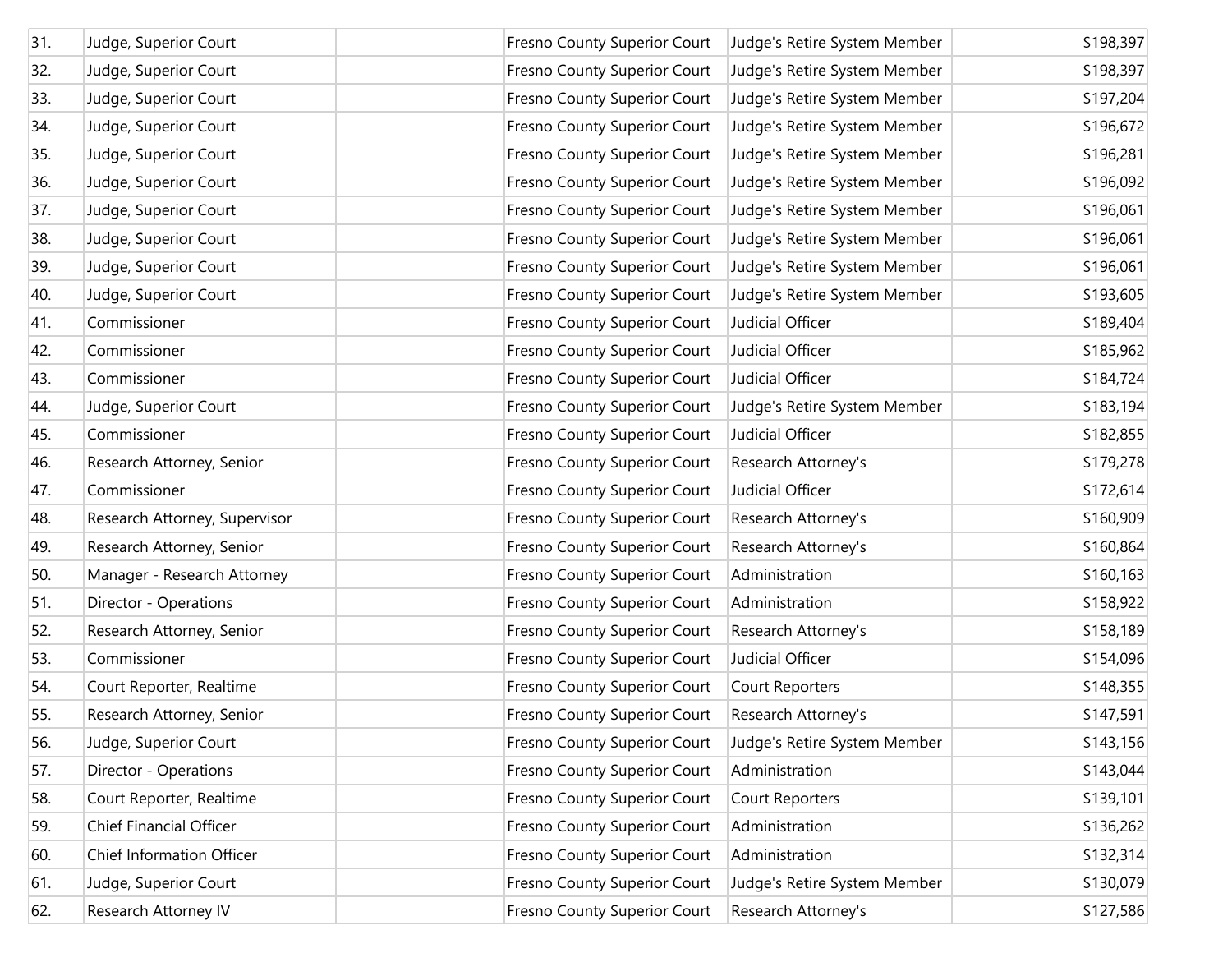| | | | | | |
|---|---|---|---|---|---|
| 31. | Judge, Superior Court | | Fresno County Superior Court | Judge's Retire System Member | $198,397 |
| 32. | Judge, Superior Court | | Fresno County Superior Court | Judge's Retire System Member | $198,397 |
| 33. | Judge, Superior Court | | Fresno County Superior Court | Judge's Retire System Member | $197,204 |
| 34. | Judge, Superior Court | | Fresno County Superior Court | Judge's Retire System Member | $196,672 |
| 35. | Judge, Superior Court | | Fresno County Superior Court | Judge's Retire System Member | $196,281 |
| 36. | Judge, Superior Court | | Fresno County Superior Court | Judge's Retire System Member | $196,092 |
| 37. | Judge, Superior Court | | Fresno County Superior Court | Judge's Retire System Member | $196,061 |
| 38. | Judge, Superior Court | | Fresno County Superior Court | Judge's Retire System Member | $196,061 |
| 39. | Judge, Superior Court | | Fresno County Superior Court | Judge's Retire System Member | $196,061 |
| 40. | Judge, Superior Court | | Fresno County Superior Court | Judge's Retire System Member | $193,605 |
| 41. | Commissioner | | Fresno County Superior Court | Judicial Officer | $189,404 |
| 42. | Commissioner | | Fresno County Superior Court | Judicial Officer | $185,962 |
| 43. | Commissioner | | Fresno County Superior Court | Judicial Officer | $184,724 |
| 44. | Judge, Superior Court | | Fresno County Superior Court | Judge's Retire System Member | $183,194 |
| 45. | Commissioner | | Fresno County Superior Court | Judicial Officer | $182,855 |
| 46. | Research Attorney, Senior | | Fresno County Superior Court | Research Attorney's | $179,278 |
| 47. | Commissioner | | Fresno County Superior Court | Judicial Officer | $172,614 |
| 48. | Research Attorney, Supervisor | | Fresno County Superior Court | Research Attorney's | $160,909 |
| 49. | Research Attorney, Senior | | Fresno County Superior Court | Research Attorney's | $160,864 |
| 50. | Manager - Research Attorney | | Fresno County Superior Court | Administration | $160,163 |
| 51. | Director - Operations | | Fresno County Superior Court | Administration | $158,922 |
| 52. | Research Attorney, Senior | | Fresno County Superior Court | Research Attorney's | $158,189 |
| 53. | Commissioner | | Fresno County Superior Court | Judicial Officer | $154,096 |
| 54. | Court Reporter, Realtime | | Fresno County Superior Court | Court Reporters | $148,355 |
| 55. | Research Attorney, Senior | | Fresno County Superior Court | Research Attorney's | $147,591 |
| 56. | Judge, Superior Court | | Fresno County Superior Court | Judge's Retire System Member | $143,156 |
| 57. | Director - Operations | | Fresno County Superior Court | Administration | $143,044 |
| 58. | Court Reporter, Realtime | | Fresno County Superior Court | Court Reporters | $139,101 |
| 59. | Chief Financial Officer | | Fresno County Superior Court | Administration | $136,262 |
| 60. | Chief Information Officer | | Fresno County Superior Court | Administration | $132,314 |
| 61. | Judge, Superior Court | | Fresno County Superior Court | Judge's Retire System Member | $130,079 |
| 62. | Research Attorney IV | | Fresno County Superior Court | Research Attorney's | $127,586 |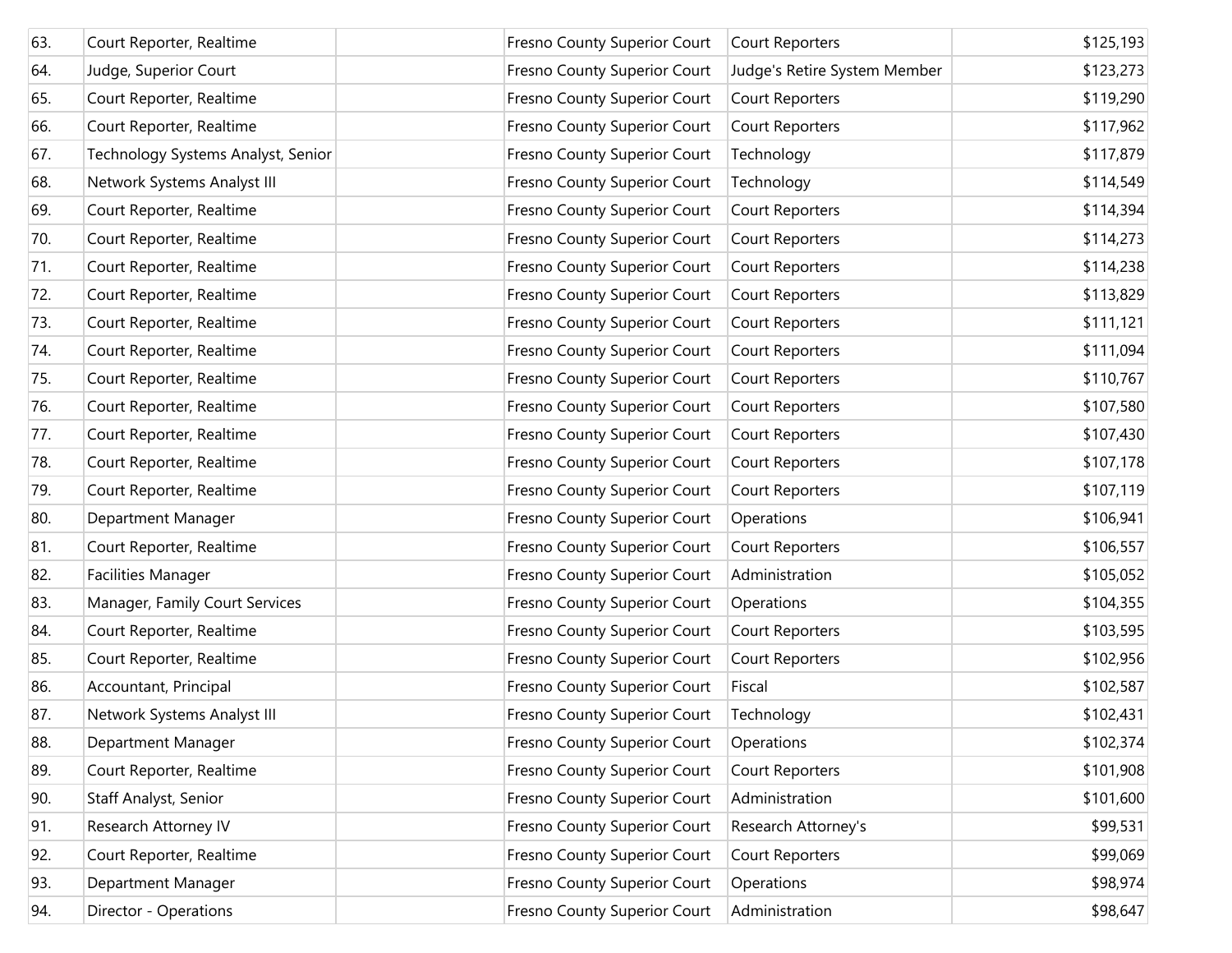| | | | | | |
|---|---|---|---|---|---|
| 63. | Court Reporter, Realtime | | Fresno County Superior Court | Court Reporters | $125,193 |
| 64. | Judge, Superior Court | | Fresno County Superior Court | Judge's Retire System Member | $123,273 |
| 65. | Court Reporter, Realtime | | Fresno County Superior Court | Court Reporters | $119,290 |
| 66. | Court Reporter, Realtime | | Fresno County Superior Court | Court Reporters | $117,962 |
| 67. | Technology Systems Analyst, Senior | | Fresno County Superior Court | Technology | $117,879 |
| 68. | Network Systems Analyst III | | Fresno County Superior Court | Technology | $114,549 |
| 69. | Court Reporter, Realtime | | Fresno County Superior Court | Court Reporters | $114,394 |
| 70. | Court Reporter, Realtime | | Fresno County Superior Court | Court Reporters | $114,273 |
| 71. | Court Reporter, Realtime | | Fresno County Superior Court | Court Reporters | $114,238 |
| 72. | Court Reporter, Realtime | | Fresno County Superior Court | Court Reporters | $113,829 |
| 73. | Court Reporter, Realtime | | Fresno County Superior Court | Court Reporters | $111,121 |
| 74. | Court Reporter, Realtime | | Fresno County Superior Court | Court Reporters | $111,094 |
| 75. | Court Reporter, Realtime | | Fresno County Superior Court | Court Reporters | $110,767 |
| 76. | Court Reporter, Realtime | | Fresno County Superior Court | Court Reporters | $107,580 |
| 77. | Court Reporter, Realtime | | Fresno County Superior Court | Court Reporters | $107,430 |
| 78. | Court Reporter, Realtime | | Fresno County Superior Court | Court Reporters | $107,178 |
| 79. | Court Reporter, Realtime | | Fresno County Superior Court | Court Reporters | $107,119 |
| 80. | Department Manager | | Fresno County Superior Court | Operations | $106,941 |
| 81. | Court Reporter, Realtime | | Fresno County Superior Court | Court Reporters | $106,557 |
| 82. | Facilities Manager | | Fresno County Superior Court | Administration | $105,052 |
| 83. | Manager, Family Court Services | | Fresno County Superior Court | Operations | $104,355 |
| 84. | Court Reporter, Realtime | | Fresno County Superior Court | Court Reporters | $103,595 |
| 85. | Court Reporter, Realtime | | Fresno County Superior Court | Court Reporters | $102,956 |
| 86. | Accountant, Principal | | Fresno County Superior Court | Fiscal | $102,587 |
| 87. | Network Systems Analyst III | | Fresno County Superior Court | Technology | $102,431 |
| 88. | Department Manager | | Fresno County Superior Court | Operations | $102,374 |
| 89. | Court Reporter, Realtime | | Fresno County Superior Court | Court Reporters | $101,908 |
| 90. | Staff Analyst, Senior | | Fresno County Superior Court | Administration | $101,600 |
| 91. | Research Attorney IV | | Fresno County Superior Court | Research Attorney's | $99,531 |
| 92. | Court Reporter, Realtime | | Fresno County Superior Court | Court Reporters | $99,069 |
| 93. | Department Manager | | Fresno County Superior Court | Operations | $98,974 |
| 94. | Director - Operations | | Fresno County Superior Court | Administration | $98,647 |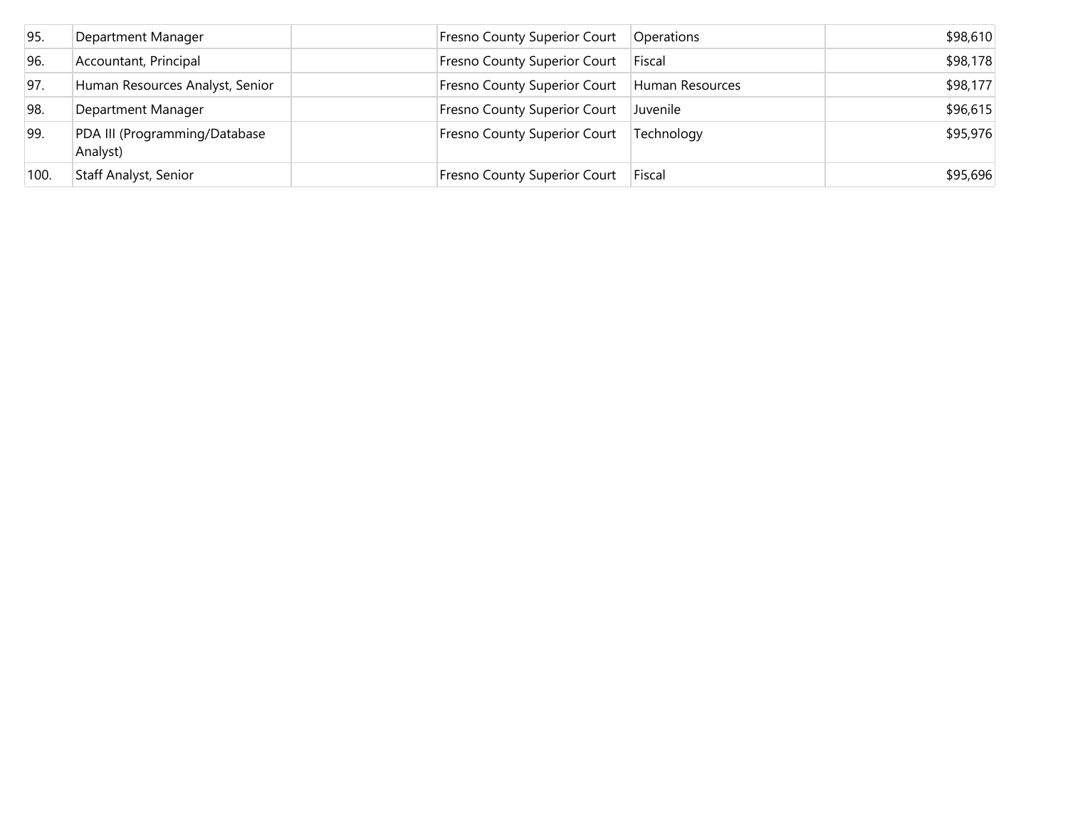| | | | | | |
|---|---|---|---|---|---|
| 95. | Department Manager | | Fresno County Superior Court | Operations | $98,610 |
| 96. | Accountant, Principal | | Fresno County Superior Court | Fiscal | $98,178 |
| 97. | Human Resources Analyst, Senior | | Fresno County Superior Court | Human Resources | $98,177 |
| 98. | Department Manager | | Fresno County Superior Court | Juvenile | $96,615 |
| 99. | PDA III (Programming/Database Analyst) | | Fresno County Superior Court | Technology | $95,976 |
| 100. | Staff Analyst, Senior | | Fresno County Superior Court | Fiscal | $95,696 |